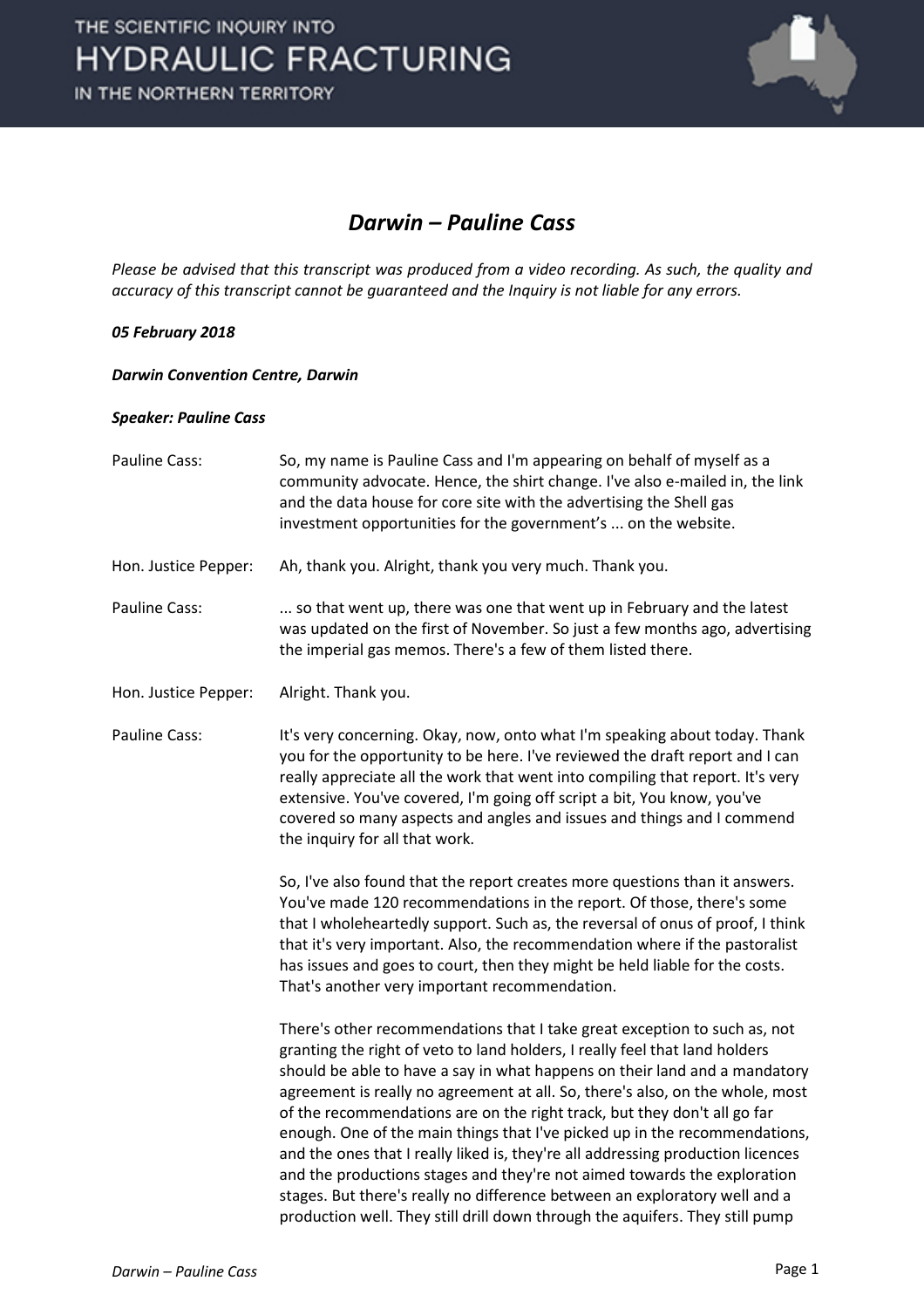# *Darwin – Pauline Cass*

*Please be advised that this transcript was produced from a video recording. As such, the quality and accuracy of this transcript cannot be guaranteed and the Inquiry is not liable for any errors.*

***05 February 2018***

***Darwin Convention Centre, Darwin***

***Speaker: Pauline Cass***

Pauline Cass: So, my name is Pauline Cass and I'm appearing on behalf of myself as a community advocate. Hence, the shirt change. I've also e-mailed in, the link and the data house for core site with the advertising the Shell gas investment opportunities for the government's ... on the website.

Hon. Justice Pepper: Ah, thank you. Alright, thank you very much. Thank you.

Pauline Cass: ... so that went up, there was one that went up in February and the latest was updated on the first of November. So just a few months ago, advertising the imperial gas memos. There's a few of them listed there.

Hon. Justice Pepper: Alright. Thank you.

Pauline Cass: It's very concerning. Okay, now, onto what I'm speaking about today. Thank you for the opportunity to be here. I've reviewed the draft report and I can really appreciate all the work that went into compiling that report. It's very extensive. You've covered, I'm going off script a bit, You know, you've covered so many aspects and angles and issues and things and I commend the inquiry for all that work.

So, I've also found that the report creates more questions than it answers. You've made 120 recommendations in the report. Of those, there's some that I wholeheartedly support. Such as, the reversal of onus of proof, I think that it's very important. Also, the recommendation where if the pastoralist has issues and goes to court, then they might be held liable for the costs. That's another very important recommendation.

There's other recommendations that I take great exception to such as, not granting the right of veto to land holders, I really feel that land holders should be able to have a say in what happens on their land and a mandatory agreement is really no agreement at all. So, there's also, on the whole, most of the recommendations are on the right track, but they don't all go far enough. One of the main things that I've picked up in the recommendations, and the ones that I really liked is, they're all addressing production licences and the productions stages and they're not aimed towards the exploration stages. But there's really no difference between an exploratory well and a production well. They still drill down through the aquifers. They still pump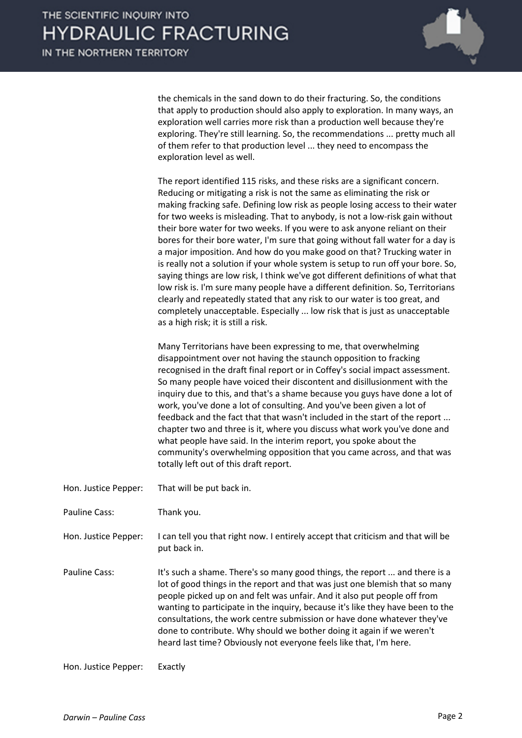the chemicals in the sand down to do their fracturing. So, the conditions that apply to production should also apply to exploration. In many ways, an exploration well carries more risk than a production well because they're exploring. They're still learning. So, the recommendations ... pretty much all of them refer to that production level ... they need to encompass the exploration level as well.

The report identified 115 risks, and these risks are a significant concern. Reducing or mitigating a risk is not the same as eliminating the risk or making fracking safe. Defining low risk as people losing access to their water for two weeks is misleading. That to anybody, is not a low-risk gain without their bore water for two weeks. If you were to ask anyone reliant on their bores for their bore water, I'm sure that going without fall water for a day is a major imposition. And how do you make good on that? Trucking water in is really not a solution if your whole system is setup to run off your bore. So, saying things are low risk, I think we've got different definitions of what that low risk is. I'm sure many people have a different definition. So, Territorians clearly and repeatedly stated that any risk to our water is too great, and completely unacceptable. Especially ... low risk that is just as unacceptable as a high risk; it is still a risk.

Many Territorians have been expressing to me, that overwhelming disappointment over not having the staunch opposition to fracking recognised in the draft final report or in Coffey's social impact assessment. So many people have voiced their discontent and disillusionment with the inquiry due to this, and that's a shame because you guys have done a lot of work, you've done a lot of consulting. And you've been given a lot of feedback and the fact that that wasn't included in the start of the report ... chapter two and three is it, where you discuss what work you've done and what people have said. In the interim report, you spoke about the community's overwhelming opposition that you came across, and that was totally left out of this draft report.

Hon. Justice Pepper: That will be put back in.

Pauline Cass: Thank you.

Hon. Justice Pepper: I can tell you that right now. I entirely accept that criticism and that will be put back in.

Pauline Cass: It's such a shame. There's so many good things, the report ... and there is a lot of good things in the report and that was just one blemish that so many people picked up on and felt was unfair. And it also put people off from wanting to participate in the inquiry, because it's like they have been to the consultations, the work centre submission or have done whatever they've done to contribute. Why should we bother doing it again if we weren't heard last time? Obviously not everyone feels like that, I'm here.

Hon. Justice Pepper: Exactly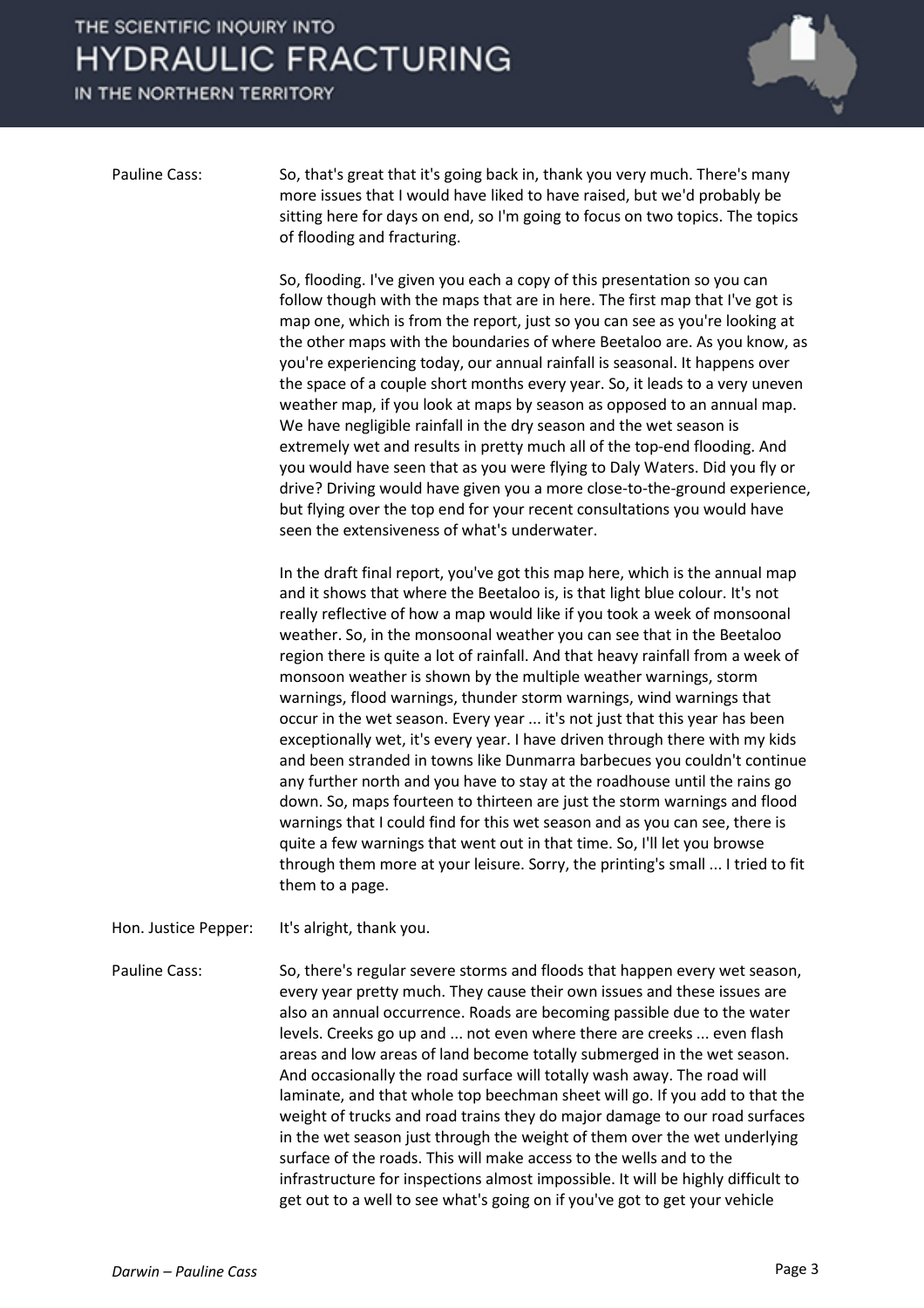Pauline Cass: So, that's great that it's going back in, thank you very much. There's many more issues that I would have liked to have raised, but we'd probably be sitting here for days on end, so I'm going to focus on two topics. The topics of flooding and fracturing.

So, flooding. I've given you each a copy of this presentation so you can follow though with the maps that are in here. The first map that I've got is map one, which is from the report, just so you can see as you're looking at the other maps with the boundaries of where Beetaloo are. As you know, as you're experiencing today, our annual rainfall is seasonal. It happens over the space of a couple short months every year. So, it leads to a very uneven weather map, if you look at maps by season as opposed to an annual map. We have negligible rainfall in the dry season and the wet season is extremely wet and results in pretty much all of the top-end flooding. And you would have seen that as you were flying to Daly Waters. Did you fly or drive? Driving would have given you a more close-to-the-ground experience, but flying over the top end for your recent consultations you would have seen the extensiveness of what's underwater.

In the draft final report, you've got this map here, which is the annual map and it shows that where the Beetaloo is, is that light blue colour. It's not really reflective of how a map would like if you took a week of monsoonal weather. So, in the monsoonal weather you can see that in the Beetaloo region there is quite a lot of rainfall. And that heavy rainfall from a week of monsoon weather is shown by the multiple weather warnings, storm warnings, flood warnings, thunder storm warnings, wind warnings that occur in the wet season. Every year ... it's not just that this year has been exceptionally wet, it's every year. I have driven through there with my kids and been stranded in towns like Dunmarra barbecues you couldn't continue any further north and you have to stay at the roadhouse until the rains go down. So, maps fourteen to thirteen are just the storm warnings and flood warnings that I could find for this wet season and as you can see, there is quite a few warnings that went out in that time. So, I'll let you browse through them more at your leisure. Sorry, the printing's small ... I tried to fit them to a page.

Hon. Justice Pepper: It's alright, thank you.

Pauline Cass: So, there's regular severe storms and floods that happen every wet season, every year pretty much. They cause their own issues and these issues are also an annual occurrence. Roads are becoming passible due to the water levels. Creeks go up and ... not even where there are creeks ... even flash areas and low areas of land become totally submerged in the wet season. And occasionally the road surface will totally wash away. The road will laminate, and that whole top beechman sheet will go. If you add to that the weight of trucks and road trains they do major damage to our road surfaces in the wet season just through the weight of them over the wet underlying surface of the roads. This will make access to the wells and to the infrastructure for inspections almost impossible. It will be highly difficult to get out to a well to see what's going on if you've got to get your vehicle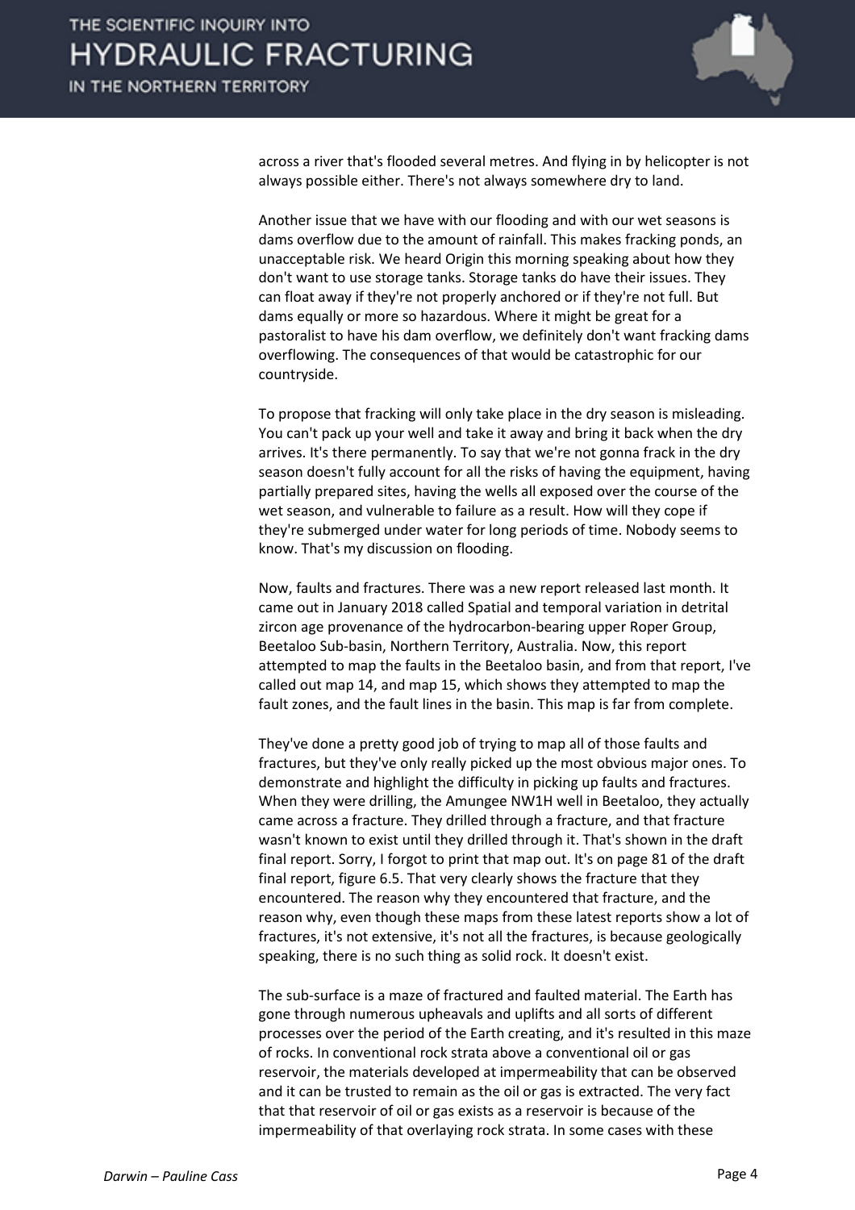across a river that's flooded several metres. And flying in by helicopter is not always possible either. There's not always somewhere dry to land.

Another issue that we have with our flooding and with our wet seasons is dams overflow due to the amount of rainfall. This makes fracking ponds, an unacceptable risk. We heard Origin this morning speaking about how they don't want to use storage tanks. Storage tanks do have their issues. They can float away if they're not properly anchored or if they're not full. But dams equally or more so hazardous. Where it might be great for a pastoralist to have his dam overflow, we definitely don't want fracking dams overflowing. The consequences of that would be catastrophic for our countryside.

To propose that fracking will only take place in the dry season is misleading. You can't pack up your well and take it away and bring it back when the dry arrives. It's there permanently. To say that we're not gonna frack in the dry season doesn't fully account for all the risks of having the equipment, having partially prepared sites, having the wells all exposed over the course of the wet season, and vulnerable to failure as a result. How will they cope if they're submerged under water for long periods of time. Nobody seems to know. That's my discussion on flooding.

Now, faults and fractures. There was a new report released last month. It came out in January 2018 called Spatial and temporal variation in detrital zircon age provenance of the hydrocarbon-bearing upper Roper Group, Beetaloo Sub-basin, Northern Territory, Australia. Now, this report attempted to map the faults in the Beetaloo basin, and from that report, I've called out map 14, and map 15, which shows they attempted to map the fault zones, and the fault lines in the basin. This map is far from complete.

They've done a pretty good job of trying to map all of those faults and fractures, but they've only really picked up the most obvious major ones. To demonstrate and highlight the difficulty in picking up faults and fractures. When they were drilling, the Amungee NW1H well in Beetaloo, they actually came across a fracture. They drilled through a fracture, and that fracture wasn't known to exist until they drilled through it. That's shown in the draft final report. Sorry, I forgot to print that map out. It's on page 81 of the draft final report, figure 6.5. That very clearly shows the fracture that they encountered. The reason why they encountered that fracture, and the reason why, even though these maps from these latest reports show a lot of fractures, it's not extensive, it's not all the fractures, is because geologically speaking, there is no such thing as solid rock. It doesn't exist.

The sub-surface is a maze of fractured and faulted material. The Earth has gone through numerous upheavals and uplifts and all sorts of different processes over the period of the Earth creating, and it's resulted in this maze of rocks. In conventional rock strata above a conventional oil or gas reservoir, the materials developed at impermeability that can be observed and it can be trusted to remain as the oil or gas is extracted. The very fact that that reservoir of oil or gas exists as a reservoir is because of the impermeability of that overlaying rock strata. In some cases with these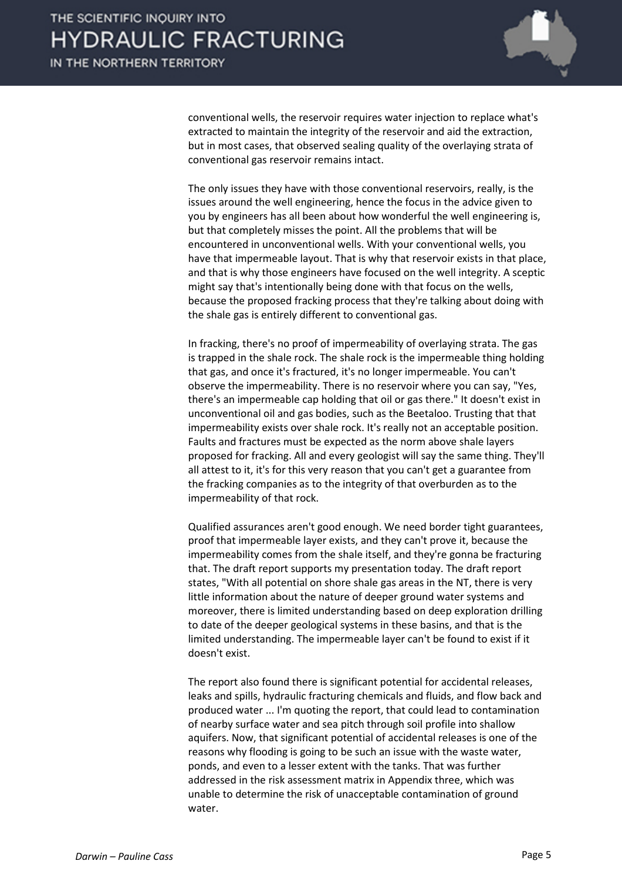conventional wells, the reservoir requires water injection to replace what's extracted to maintain the integrity of the reservoir and aid the extraction, but in most cases, that observed sealing quality of the overlaying strata of conventional gas reservoir remains intact.

The only issues they have with those conventional reservoirs, really, is the issues around the well engineering, hence the focus in the advice given to you by engineers has all been about how wonderful the well engineering is, but that completely misses the point. All the problems that will be encountered in unconventional wells. With your conventional wells, you have that impermeable layout. That is why that reservoir exists in that place, and that is why those engineers have focused on the well integrity. A sceptic might say that's intentionally being done with that focus on the wells, because the proposed fracking process that they're talking about doing with the shale gas is entirely different to conventional gas.

In fracking, there's no proof of impermeability of overlaying strata. The gas is trapped in the shale rock. The shale rock is the impermeable thing holding that gas, and once it's fractured, it's no longer impermeable. You can't observe the impermeability. There is no reservoir where you can say, "Yes, there's an impermeable cap holding that oil or gas there." It doesn't exist in unconventional oil and gas bodies, such as the Beetaloo. Trusting that that impermeability exists over shale rock. It's really not an acceptable position. Faults and fractures must be expected as the norm above shale layers proposed for fracking. All and every geologist will say the same thing. They'll all attest to it, it's for this very reason that you can't get a guarantee from the fracking companies as to the integrity of that overburden as to the impermeability of that rock.

Qualified assurances aren't good enough. We need border tight guarantees, proof that impermeable layer exists, and they can't prove it, because the impermeability comes from the shale itself, and they're gonna be fracturing that. The draft report supports my presentation today. The draft report states, "With all potential on shore shale gas areas in the NT, there is very little information about the nature of deeper ground water systems and moreover, there is limited understanding based on deep exploration drilling to date of the deeper geological systems in these basins, and that is the limited understanding. The impermeable layer can't be found to exist if it doesn't exist.

The report also found there is significant potential for accidental releases, leaks and spills, hydraulic fracturing chemicals and fluids, and flow back and produced water ... I'm quoting the report, that could lead to contamination of nearby surface water and sea pitch through soil profile into shallow aquifers. Now, that significant potential of accidental releases is one of the reasons why flooding is going to be such an issue with the waste water, ponds, and even to a lesser extent with the tanks. That was further addressed in the risk assessment matrix in Appendix three, which was unable to determine the risk of unacceptable contamination of ground water.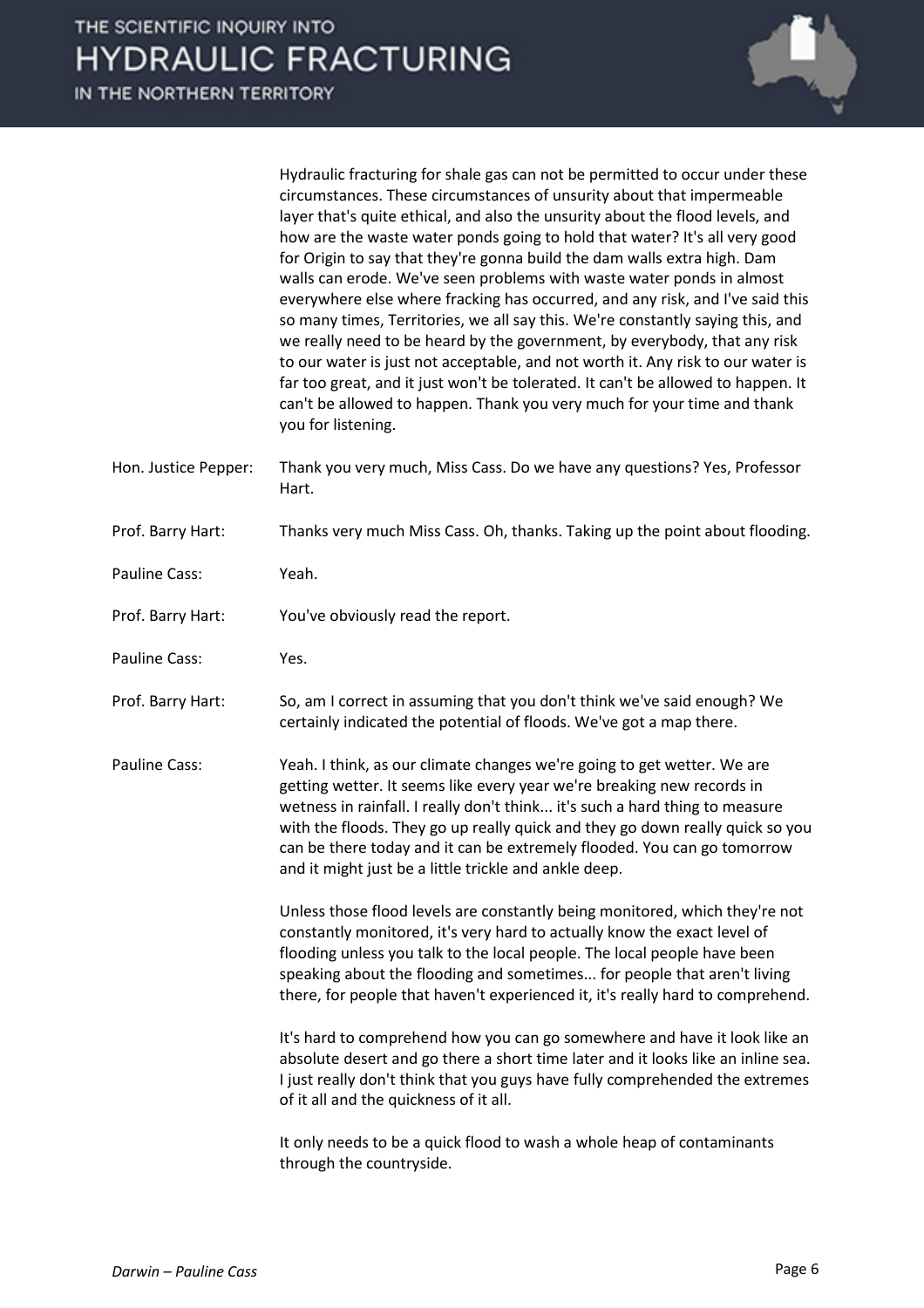Hydraulic fracturing for shale gas can not be permitted to occur under these circumstances. These circumstances of unsurity about that impermeable layer that's quite ethical, and also the unsurity about the flood levels, and how are the waste water ponds going to hold that water? It's all very good for Origin to say that they're gonna build the dam walls extra high. Dam walls can erode. We've seen problems with waste water ponds in almost everywhere else where fracking has occurred, and any risk, and I've said this so many times, Territories, we all say this. We're constantly saying this, and we really need to be heard by the government, by everybody, that any risk to our water is just not acceptable, and not worth it. Any risk to our water is far too great, and it just won't be tolerated. It can't be allowed to happen. It can't be allowed to happen. Thank you very much for your time and thank you for listening.

| | |
|---|---|
| Hon. Justice Pepper: | Thank you very much, Miss Cass. Do we have any questions? Yes, Professor Hart. |
| Prof. Barry Hart: | Thanks very much Miss Cass. Oh, thanks. Taking up the point about flooding. |
| Pauline Cass: | Yeah. |
| Prof. Barry Hart: | You've obviously read the report. |
| Pauline Cass: | Yes. |
| Prof. Barry Hart: | So, am I correct in assuming that you don't think we've said enough? We certainly indicated the potential of floods. We've got a map there. |
| Pauline Cass: | Yeah. I think, as our climate changes we're going to get wetter. We are getting wetter. It seems like every year we're breaking new records in wetness in rainfall. I really don't think... it's such a hard thing to measure with the floods. They go up really quick and they go down really quick so you can be there today and it can be extremely flooded. You can go tomorrow and it might just be a little trickle and ankle deep. |

Unless those flood levels are constantly being monitored, which they're not constantly monitored, it's very hard to actually know the exact level of flooding unless you talk to the local people. The local people have been speaking about the flooding and sometimes... for people that aren't living there, for people that haven't experienced it, it's really hard to comprehend.

It's hard to comprehend how you can go somewhere and have it look like an absolute desert and go there a short time later and it looks like an inline sea. I just really don't think that you guys have fully comprehended the extremes of it all and the quickness of it all.

It only needs to be a quick flood to wash a whole heap of contaminants through the countryside.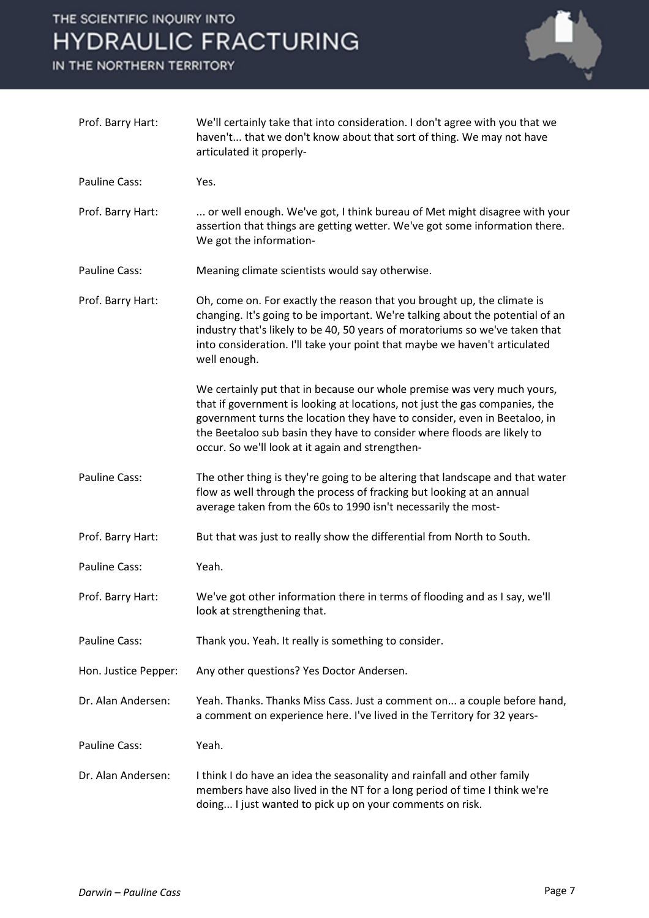Prof. Barry Hart: We'll certainly take that into consideration. I don't agree with you that we haven't... that we don't know about that sort of thing. We may not have articulated it properly-

Pauline Cass: Yes.

Prof. Barry Hart: ... or well enough. We've got, I think bureau of Met might disagree with your assertion that things are getting wetter. We've got some information there. We got the information-

Pauline Cass: Meaning climate scientists would say otherwise.

Prof. Barry Hart: Oh, come on. For exactly the reason that you brought up, the climate is changing. It's going to be important. We're talking about the potential of an industry that's likely to be 40, 50 years of moratoriums so we've taken that into consideration. I'll take your point that maybe we haven't articulated well enough.

We certainly put that in because our whole premise was very much yours, that if government is looking at locations, not just the gas companies, the government turns the location they have to consider, even in Beetaloo, in the Beetaloo sub basin they have to consider where floods are likely to occur. So we'll look at it again and strengthen-

Pauline Cass: The other thing is they're going to be altering that landscape and that water flow as well through the process of fracking but looking at an annual average taken from the 60s to 1990 isn't necessarily the most-

Prof. Barry Hart: But that was just to really show the differential from North to South.

Pauline Cass: Yeah.

Prof. Barry Hart: We've got other information there in terms of flooding and as I say, we'll look at strengthening that.

Pauline Cass: Thank you. Yeah. It really is something to consider.

Hon. Justice Pepper: Any other questions? Yes Doctor Andersen.

Dr. Alan Andersen: Yeah. Thanks. Thanks Miss Cass. Just a comment on... a couple before hand, a comment on experience here. I've lived in the Territory for 32 years-

Pauline Cass: Yeah.

Dr. Alan Andersen: I think I do have an idea the seasonality and rainfall and other family members have also lived in the NT for a long period of time I think we're doing... I just wanted to pick up on your comments on risk.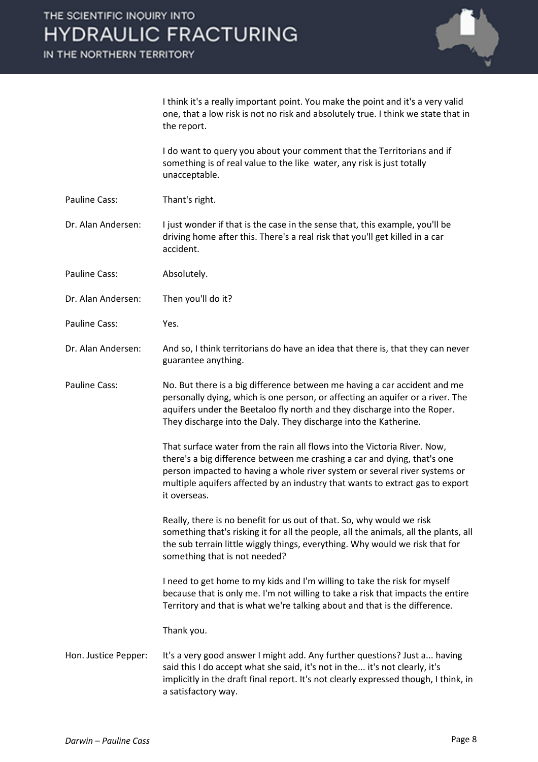I think it's a really important point. You make the point and it's a very valid one, that a low risk is not no risk and absolutely true. I think we state that in the report.

I do want to query you about your comment that the Territorians and if something is of real value to the like water, any risk is just totally unacceptable.

Pauline Cass: Thant's right.

Dr. Alan Andersen: I just wonder if that is the case in the sense that, this example, you'll be driving home after this. There's a real risk that you'll get killed in a car accident.

Pauline Cass: Absolutely.

Dr. Alan Andersen: Then you'll do it?

Pauline Cass: Yes.

Dr. Alan Andersen: And so, I think territorians do have an idea that there is, that they can never guarantee anything.

Pauline Cass: No. But there is a big difference between me having a car accident and me personally dying, which is one person, or affecting an aquifer or a river. The aquifers under the Beetaloo fly north and they discharge into the Roper. They discharge into the Daly. They discharge into the Katherine.

That surface water from the rain all flows into the Victoria River. Now, there's a big difference between me crashing a car and dying, that's one person impacted to having a whole river system or several river systems or multiple aquifers affected by an industry that wants to extract gas to export it overseas.

Really, there is no benefit for us out of that. So, why would we risk something that's risking it for all the people, all the animals, all the plants, all the sub terrain little wiggly things, everything. Why would we risk that for something that is not needed?

I need to get home to my kids and I'm willing to take the risk for myself because that is only me. I'm not willing to take a risk that impacts the entire Territory and that is what we're talking about and that is the difference.

Thank you.

Hon. Justice Pepper: It's a very good answer I might add. Any further questions? Just a... having said this I do accept what she said, it's not in the... it's not clearly, it's implicitly in the draft final report. It's not clearly expressed though, I think, in a satisfactory way.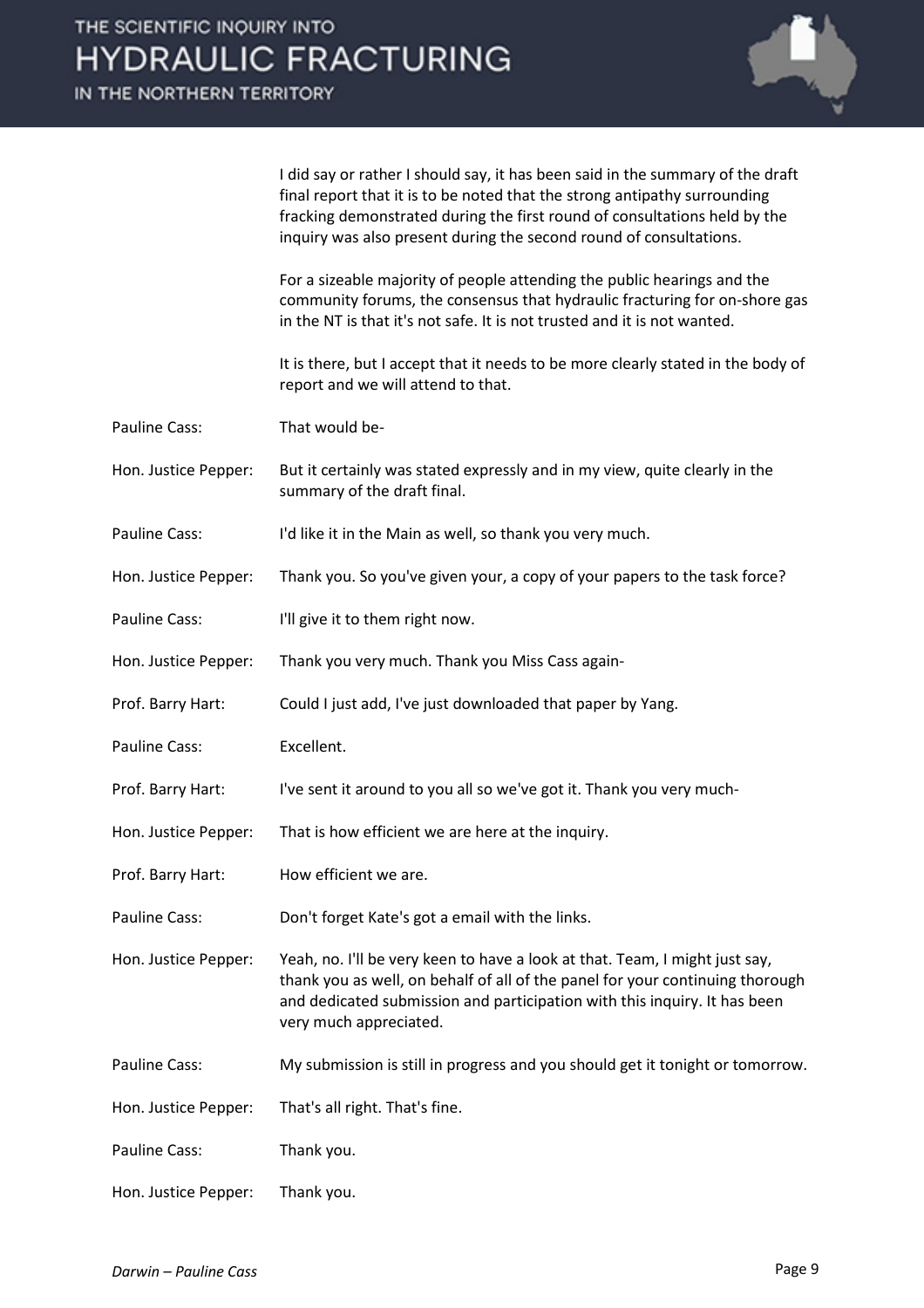I did say or rather I should say, it has been said in the summary of the draft final report that it is to be noted that the strong antipathy surrounding fracking demonstrated during the first round of consultations held by the inquiry was also present during the second round of consultations.

For a sizeable majority of people attending the public hearings and the community forums, the consensus that hydraulic fracturing for on-shore gas in the NT is that it's not safe. It is not trusted and it is not wanted.

It is there, but I accept that it needs to be more clearly stated in the body of report and we will attend to that.

Pauline Cass: That would be-

Hon. Justice Pepper: But it certainly was stated expressly and in my view, quite clearly in the summary of the draft final.

Pauline Cass: I'd like it in the Main as well, so thank you very much.

Hon. Justice Pepper: Thank you. So you've given your, a copy of your papers to the task force?

Pauline Cass: I'll give it to them right now.

Hon. Justice Pepper: Thank you very much. Thank you Miss Cass again-

Prof. Barry Hart: Could I just add, I've just downloaded that paper by Yang.

Pauline Cass: Excellent.

Prof. Barry Hart: I've sent it around to you all so we've got it. Thank you very much-

Hon. Justice Pepper: That is how efficient we are here at the inquiry.

Prof. Barry Hart: How efficient we are.

Pauline Cass: Don't forget Kate's got a email with the links.

Hon. Justice Pepper: Yeah, no. I'll be very keen to have a look at that. Team, I might just say, thank you as well, on behalf of all of the panel for your continuing thorough and dedicated submission and participation with this inquiry. It has been very much appreciated.

Pauline Cass: My submission is still in progress and you should get it tonight or tomorrow.

Hon. Justice Pepper: That's all right. That's fine.

Pauline Cass: Thank you.

Hon. Justice Pepper: Thank you.